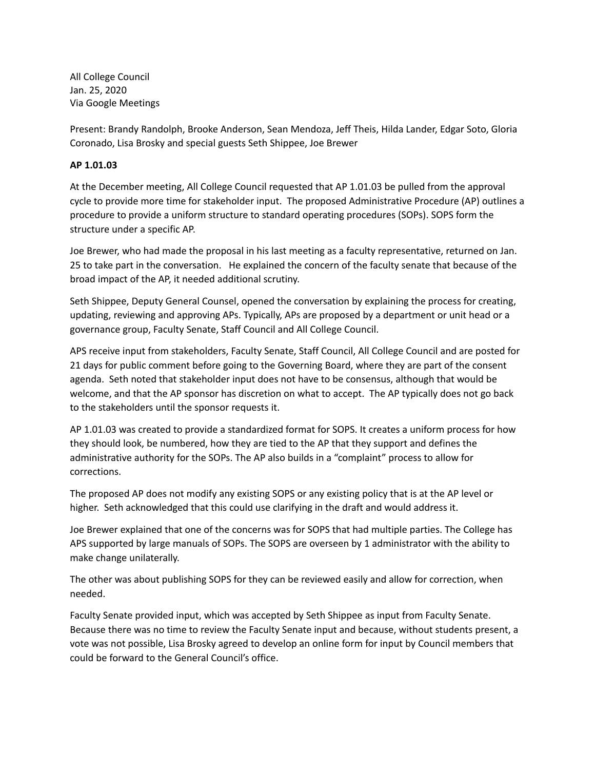All College Council
Jan. 25, 2020
Via Google Meetings

Present: Brandy Randolph, Brooke Anderson, Sean Mendoza, Jeff Theis, Hilda Lander, Edgar Soto, Gloria Coronado, Lisa Brosky and special guests Seth Shippee, Joe Brewer

**AP 1.01.03**

At the December meeting, All College Council requested that AP 1.01.03 be pulled from the approval cycle to provide more time for stakeholder input. The proposed Administrative Procedure (AP) outlines a procedure to provide a uniform structure to standard operating procedures (SOPs). SOPS form the structure under a specific AP.

Joe Brewer, who had made the proposal in his last meeting as a faculty representative, returned on Jan. 25 to take part in the conversation. He explained the concern of the faculty senate that because of the broad impact of the AP, it needed additional scrutiny.

Seth Shippee, Deputy General Counsel, opened the conversation by explaining the process for creating, updating, reviewing and approving APs. Typically, APs are proposed by a department or unit head or a governance group, Faculty Senate, Staff Council and All College Council.

APS receive input from stakeholders, Faculty Senate, Staff Council, All College Council and are posted for 21 days for public comment before going to the Governing Board, where they are part of the consent agenda. Seth noted that stakeholder input does not have to be consensus, although that would be welcome, and that the AP sponsor has discretion on what to accept. The AP typically does not go back to the stakeholders until the sponsor requests it.

AP 1.01.03 was created to provide a standardized format for SOPS. It creates a uniform process for how they should look, be numbered, how they are tied to the AP that they support and defines the administrative authority for the SOPs. The AP also builds in a "complaint" process to allow for corrections.

The proposed AP does not modify any existing SOPS or any existing policy that is at the AP level or higher. Seth acknowledged that this could use clarifying in the draft and would address it.

Joe Brewer explained that one of the concerns was for SOPS that had multiple parties. The College has APS supported by large manuals of SOPs. The SOPS are overseen by 1 administrator with the ability to make change unilaterally.

The other was about publishing SOPS for they can be reviewed easily and allow for correction, when needed.

Faculty Senate provided input, which was accepted by Seth Shippee as input from Faculty Senate. Because there was no time to review the Faculty Senate input and because, without students present, a vote was not possible, Lisa Brosky agreed to develop an online form for input by Council members that could be forward to the General Council's office.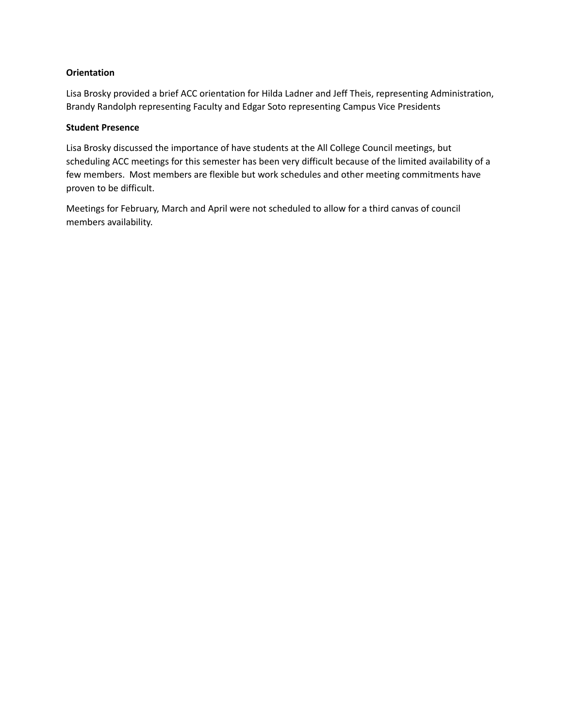**Orientation**

Lisa Brosky provided a brief ACC orientation for Hilda Ladner and Jeff Theis, representing Administration, Brandy Randolph representing Faculty and Edgar Soto representing Campus Vice Presidents

**Student Presence**

Lisa Brosky discussed the importance of have students at the All College Council meetings, but scheduling ACC meetings for this semester has been very difficult because of the limited availability of a few members. Most members are flexible but work schedules and other meeting commitments have proven to be difficult.

Meetings for February, March and April were not scheduled to allow for a third canvas of council members availability.